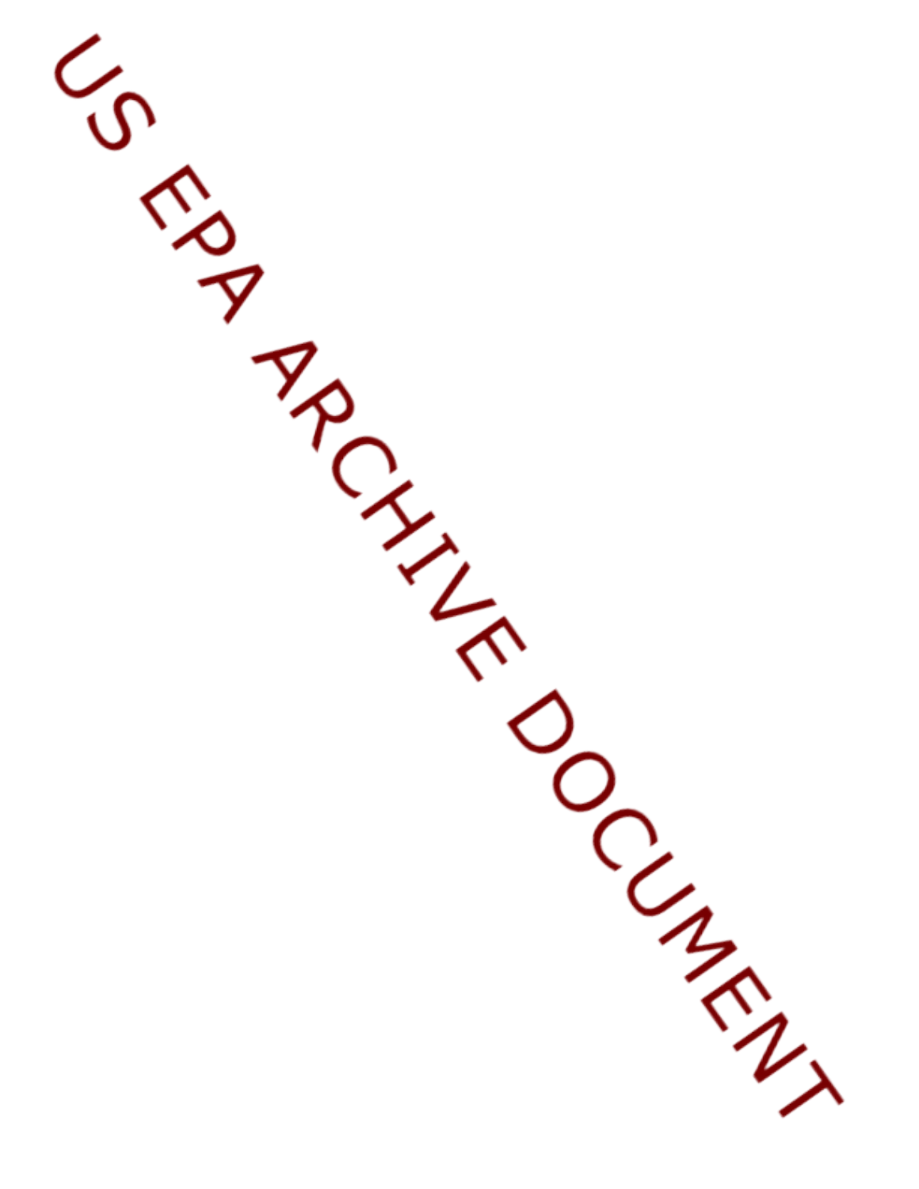US EPA ARCHIVE DOCUMENT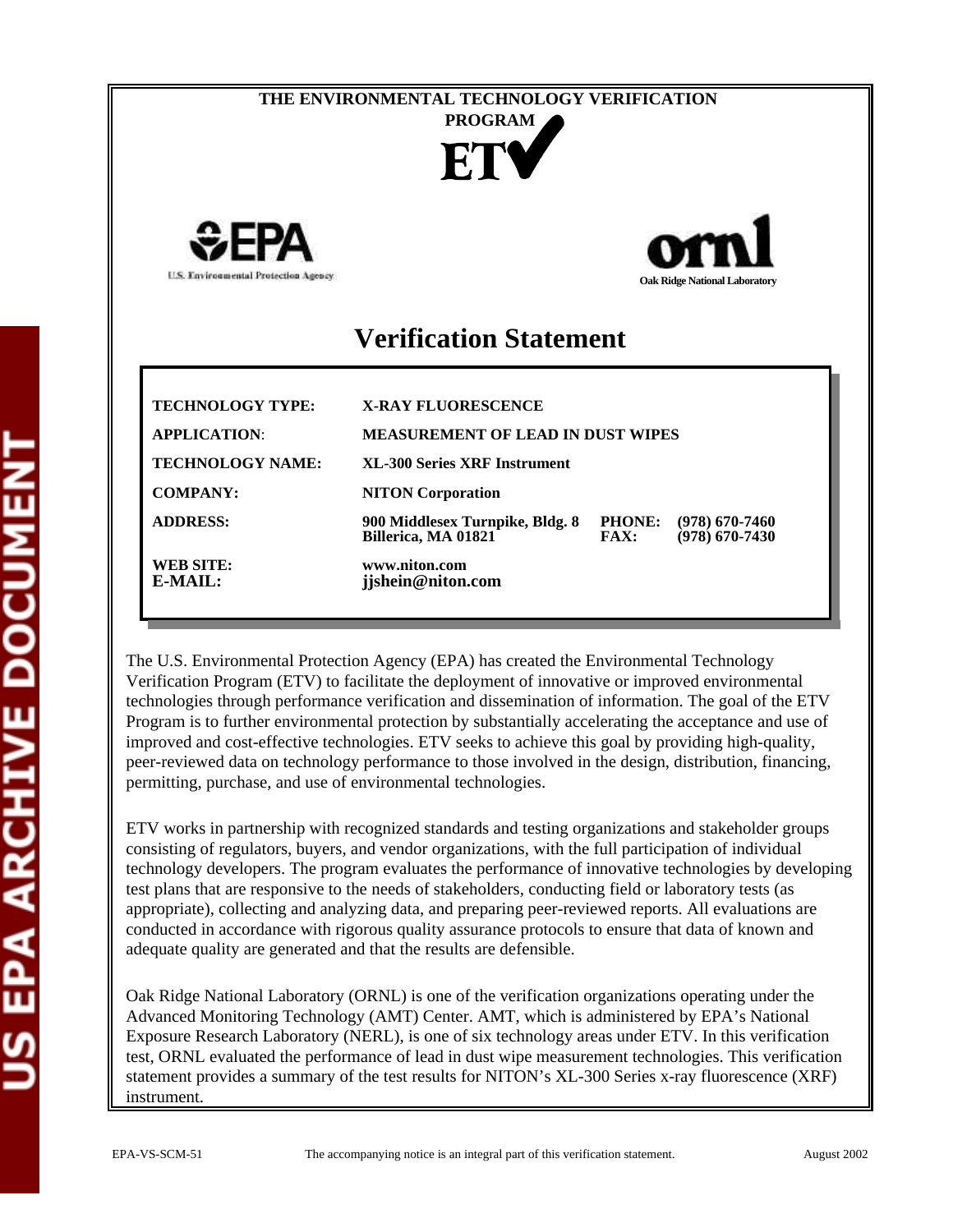**THE ENVIRONMENTAL TECHNOLOGY VERIFICATION PROGRAM**

**ETV**

U.S. Environmental Protection Agency

Oak Ridge National Laboratory

# Verification Statement

| | | | |
|---|---|---|---|
| **TECHNOLOGY TYPE:** | **X-RAY FLUORESCENCE** | | |
| **APPLICATION:** | **MEASUREMENT OF LEAD IN DUST WIPES** | | |
| **TECHNOLOGY NAME:** | **XL-300 Series XRF Instrument** | | |
| **COMPANY:** | **NITON Corporation** | | |
| **ADDRESS:** | **900 Middlesex Turnpike, Bldg. 8**<br>**Billerica, MA 01821** | **PHONE:**<br>**FAX:** | **(978) 670-7460**<br>**(978) 670-7430** |
| **WEB SITE:**<br>**E-MAIL:** | **www.niton.com**<br>**jjshein@niton.com** | | |

The U.S. Environmental Protection Agency (EPA) has created the Environmental Technology Verification Program (ETV) to facilitate the deployment of innovative or improved environmental technologies through performance verification and dissemination of information. The goal of the ETV Program is to further environmental protection by substantially accelerating the acceptance and use of improved and cost-effective technologies. ETV seeks to achieve this goal by providing high-quality, peer-reviewed data on technology performance to those involved in the design, distribution, financing, permitting, purchase, and use of environmental technologies.

ETV works in partnership with recognized standards and testing organizations and stakeholder groups consisting of regulators, buyers, and vendor organizations, with the full participation of individual technology developers. The program evaluates the performance of innovative technologies by developing test plans that are responsive to the needs of stakeholders, conducting field or laboratory tests (as appropriate), collecting and analyzing data, and preparing peer-reviewed reports. All evaluations are conducted in accordance with rigorous quality assurance protocols to ensure that data of known and adequate quality are generated and that the results are defensible.

Oak Ridge National Laboratory (ORNL) is one of the verification organizations operating under the Advanced Monitoring Technology (AMT) Center. AMT, which is administered by EPA's National Exposure Research Laboratory (NERL), is one of six technology areas under ETV. In this verification test, ORNL evaluated the performance of lead in dust wipe measurement technologies. This verification statement provides a summary of the test results for NITON's XL-300 Series x-ray fluorescence (XRF) instrument.

EPA-VS-SCM-51 The accompanying notice is an integral part of this verification statement. August 2002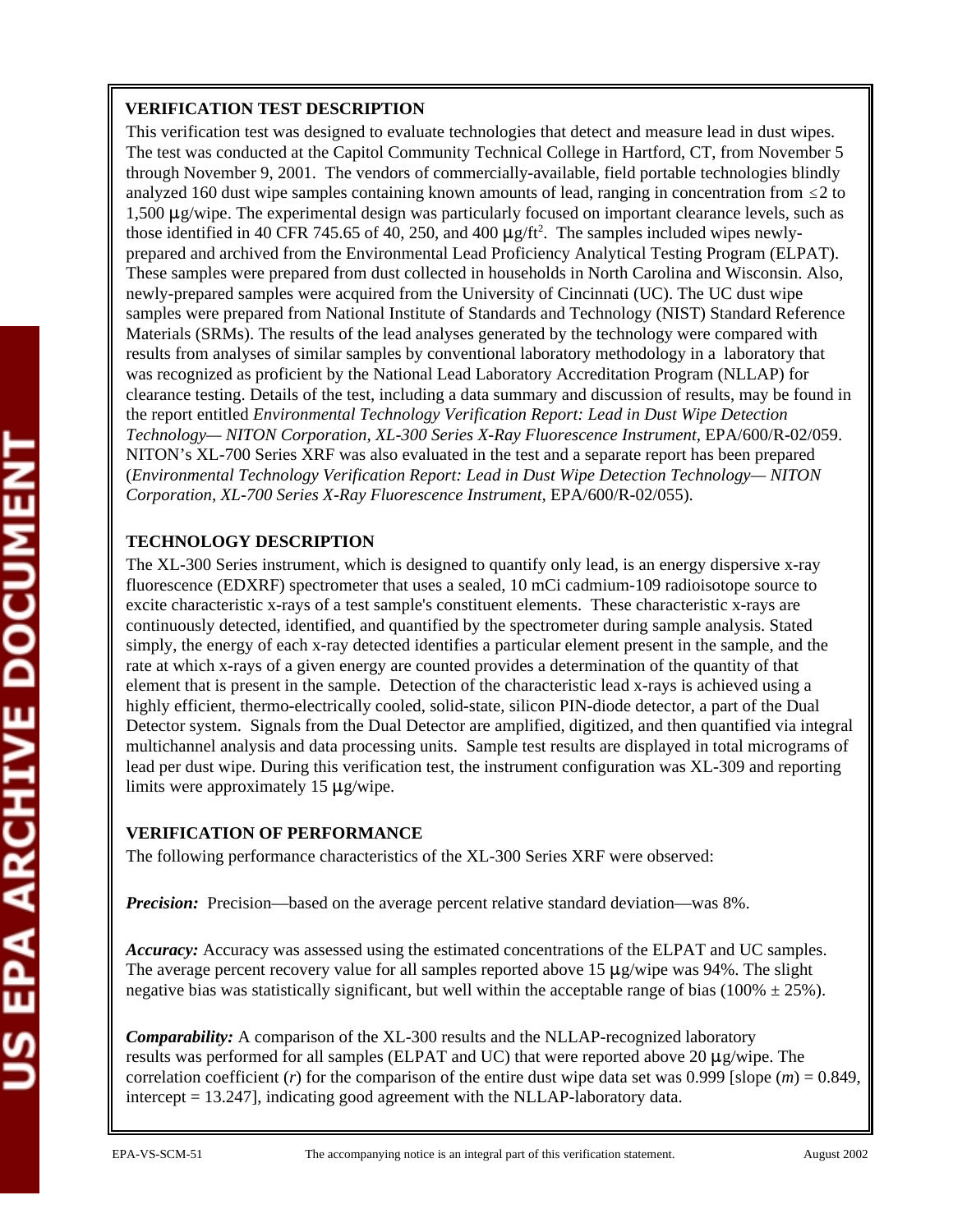**VERIFICATION TEST DESCRIPTION**

This verification test was designed to evaluate technologies that detect and measure lead in dust wipes. The test was conducted at the Capitol Community Technical College in Hartford, CT, from November 5 through November 9, 2001. The vendors of commercially-available, field portable technologies blindly analyzed 160 dust wipe samples containing known amounts of lead, ranging in concentration from ≤2 to 1,500 μg/wipe. The experimental design was particularly focused on important clearance levels, such as those identified in 40 CFR 745.65 of 40, 250, and 400 μg/ft$^2$. The samples included wipes newly-prepared and archived from the Environmental Lead Proficiency Analytical Testing Program (ELPAT). These samples were prepared from dust collected in households in North Carolina and Wisconsin. Also, newly-prepared samples were acquired from the University of Cincinnati (UC). The UC dust wipe samples were prepared from National Institute of Standards and Technology (NIST) Standard Reference Materials (SRMs). The results of the lead analyses generated by the technology were compared with results from analyses of similar samples by conventional laboratory methodology in a laboratory that was recognized as proficient by the National Lead Laboratory Accreditation Program (NLLAP) for clearance testing. Details of the test, including a data summary and discussion of results, may be found in the report entitled *Environmental Technology Verification Report: Lead in Dust Wipe Detection Technology— NITON Corporation, XL-300 Series X-Ray Fluorescence Instrument*, EPA/600/R-02/059. NITON's XL-700 Series XRF was also evaluated in the test and a separate report has been prepared (*Environmental Technology Verification Report: Lead in Dust Wipe Detection Technology— NITON Corporation, XL-700 Series X-Ray Fluorescence Instrument,* EPA/600/R-02/055).

**TECHNOLOGY DESCRIPTION**

The XL-300 Series instrument, which is designed to quantify only lead, is an energy dispersive x-ray fluorescence (EDXRF) spectrometer that uses a sealed, 10 mCi cadmium-109 radioisotope source to excite characteristic x-rays of a test sample's constituent elements. These characteristic x-rays are continuously detected, identified, and quantified by the spectrometer during sample analysis. Stated simply, the energy of each x-ray detected identifies a particular element present in the sample, and the rate at which x-rays of a given energy are counted provides a determination of the quantity of that element that is present in the sample. Detection of the characteristic lead x-rays is achieved using a highly efficient, thermo-electrically cooled, solid-state, silicon PIN-diode detector, a part of the Dual Detector system. Signals from the Dual Detector are amplified, digitized, and then quantified via integral multichannel analysis and data processing units. Sample test results are displayed in total micrograms of lead per dust wipe. During this verification test, the instrument configuration was XL-309 and reporting limits were approximately 15 μg/wipe.

**VERIFICATION OF PERFORMANCE**

The following performance characteristics of the XL-300 Series XRF were observed:

***Precision:*** Precision—based on the average percent relative standard deviation—was 8%.

***Accuracy:*** Accuracy was assessed using the estimated concentrations of the ELPAT and UC samples. The average percent recovery value for all samples reported above 15 μg/wipe was 94%. The slight negative bias was statistically significant, but well within the acceptable range of bias (100% ± 25%).

***Comparability:*** A comparison of the XL-300 results and the NLLAP-recognized laboratory results was performed for all samples (ELPAT and UC) that were reported above 20 μg/wipe. The correlation coefficient ($r$) for the comparison of the entire dust wipe data set was 0.999 [slope ($m$) = 0.849, intercept = 13.247], indicating good agreement with the NLLAP-laboratory data.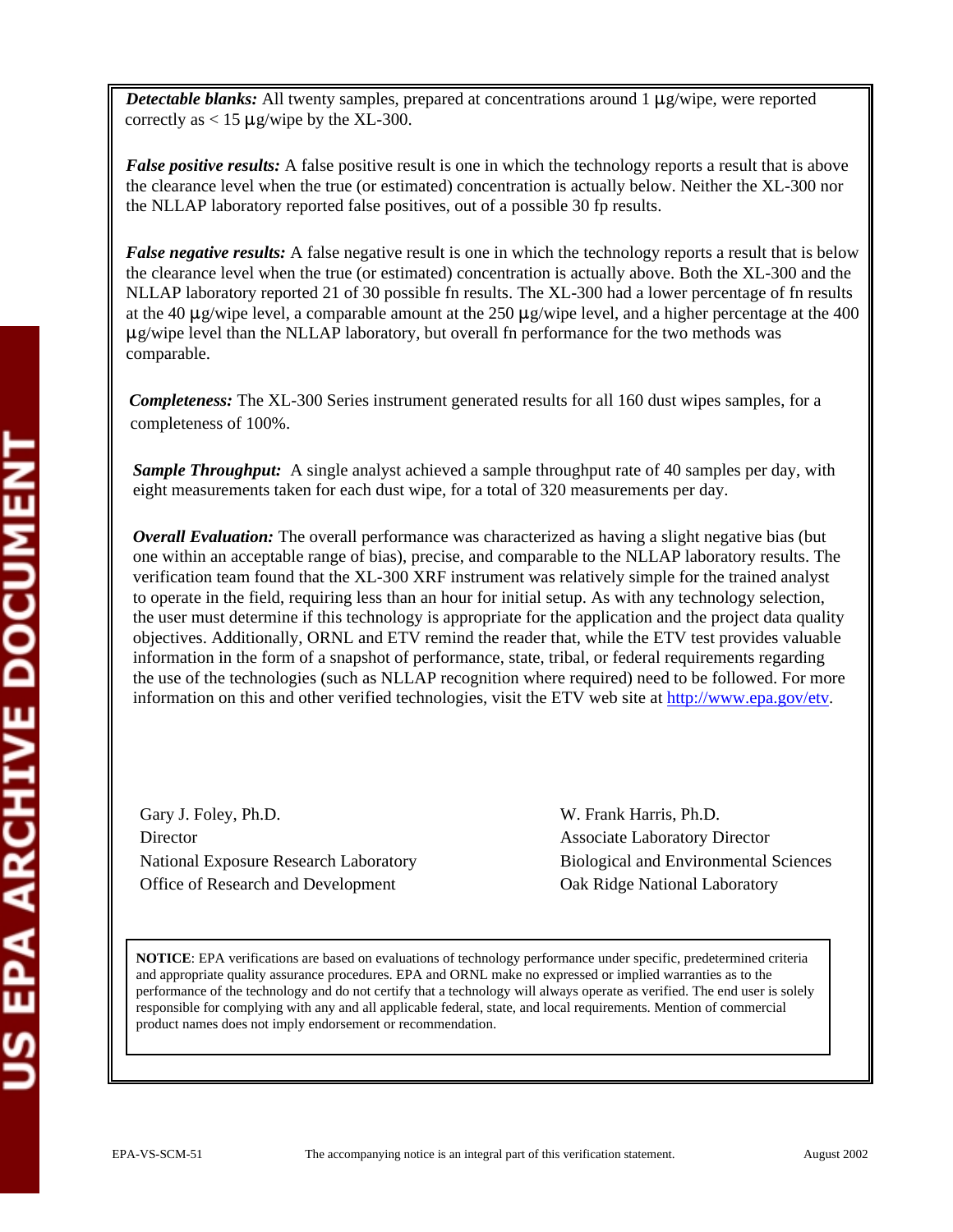***Detectable blanks:*** All twenty samples, prepared at concentrations around 1 µg/wipe, were reported correctly as < 15 µg/wipe by the XL-300.

***False positive results:*** A false positive result is one in which the technology reports a result that is above the clearance level when the true (or estimated) concentration is actually below. Neither the XL-300 nor the NLLAP laboratory reported false positives, out of a possible 30 fp results.

***False negative results:*** A false negative result is one in which the technology reports a result that is below the clearance level when the true (or estimated) concentration is actually above. Both the XL-300 and the NLLAP laboratory reported 21 of 30 possible fn results. The XL-300 had a lower percentage of fn results at the 40 µg/wipe level, a comparable amount at the 250 µg/wipe level, and a higher percentage at the 400 µg/wipe level than the NLLAP laboratory, but overall fn performance for the two methods was comparable.

***Completeness:*** The XL-300 Series instrument generated results for all 160 dust wipes samples, for a completeness of 100%.

***Sample Throughput:*** A single analyst achieved a sample throughput rate of 40 samples per day, with eight measurements taken for each dust wipe, for a total of 320 measurements per day.

***Overall Evaluation:*** The overall performance was characterized as having a slight negative bias (but one within an acceptable range of bias), precise, and comparable to the NLLAP laboratory results. The verification team found that the XL-300 XRF instrument was relatively simple for the trained analyst to operate in the field, requiring less than an hour for initial setup. As with any technology selection, the user must determine if this technology is appropriate for the application and the project data quality objectives. Additionally, ORNL and ETV remind the reader that, while the ETV test provides valuable information in the form of a snapshot of performance, state, tribal, or federal requirements regarding the use of the technologies (such as NLLAP recognition where required) need to be followed. For more information on this and other verified technologies, visit the ETV web site at http://www.epa.gov/etv.

Gary J. Foley, Ph.D.
Director
National Exposure Research Laboratory
Office of Research and Development

W. Frank Harris, Ph.D.
Associate Laboratory Director
Biological and Environmental Sciences
Oak Ridge National Laboratory

**NOTICE**: EPA verifications are based on evaluations of technology performance under specific, predetermined criteria and appropriate quality assurance procedures. EPA and ORNL make no expressed or implied warranties as to the performance of the technology and do not certify that a technology will always operate as verified. The end user is solely responsible for complying with any and all applicable federal, state, and local requirements. Mention of commercial product names does not imply endorsement or recommendation.

EPA-VS-SCM-51 The accompanying notice is an integral part of this verification statement. August 2002